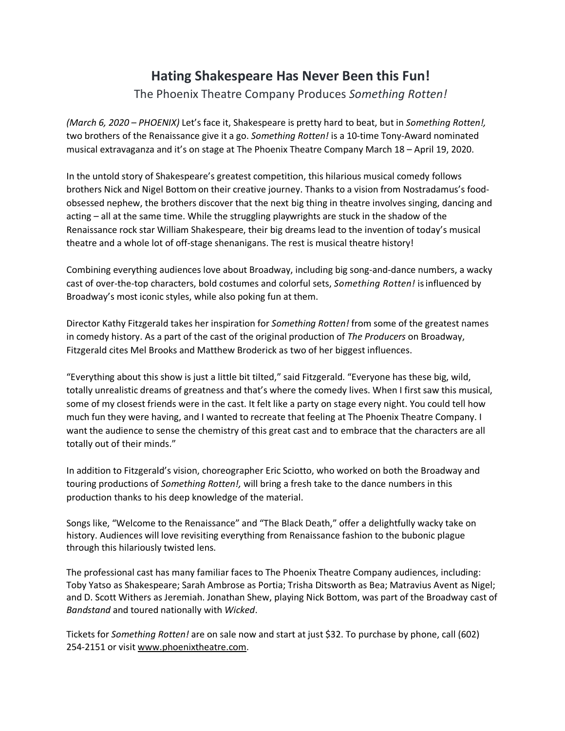# Hating Shakespeare Has Never Been this Fun!

The Phoenix Theatre Company Produces *Something Rotten!*

*(March 6, 2020 – PHOENIX)* Let's face it, Shakespeare is pretty hard to beat, but in *Something Rotten!,* two brothers of the Renaissance give it a go. *Something Rotten!* is a 10-time Tony-Award nominated musical extravaganza and it's on stage at The Phoenix Theatre Company March 18 – April 19, 2020.

In the untold story of Shakespeare's greatest competition, this hilarious musical comedy follows brothers Nick and Nigel Bottom on their creative journey. Thanks to a vision from Nostradamus's food-obsessed nephew, the brothers discover that the next big thing in theatre involves singing, dancing and acting – all at the same time. While the struggling playwrights are stuck in the shadow of the Renaissance rock star William Shakespeare, their big dreams lead to the invention of today's musical theatre and a whole lot of off-stage shenanigans. The rest is musical theatre history!

Combining everything audiences love about Broadway, including big song-and-dance numbers, a wacky cast of over-the-top characters, bold costumes and colorful sets, *Something Rotten!* is influenced by Broadway's most iconic styles, while also poking fun at them.

Director Kathy Fitzgerald takes her inspiration for *Something Rotten!* from some of the greatest names in comedy history. As a part of the cast of the original production of *The Producers* on Broadway, Fitzgerald cites Mel Brooks and Matthew Broderick as two of her biggest influences.

"Everything about this show is just a little bit tilted," said Fitzgerald. "Everyone has these big, wild, totally unrealistic dreams of greatness and that's where the comedy lives. When I first saw this musical, some of my closest friends were in the cast. It felt like a party on stage every night. You could tell how much fun they were having, and I wanted to recreate that feeling at The Phoenix Theatre Company. I want the audience to sense the chemistry of this great cast and to embrace that the characters are all totally out of their minds."

In addition to Fitzgerald's vision, choreographer Eric Sciotto, who worked on both the Broadway and touring productions of *Something Rotten!,* will bring a fresh take to the dance numbers in this production thanks to his deep knowledge of the material.

Songs like, "Welcome to the Renaissance" and "The Black Death," offer a delightfully wacky take on history. Audiences will love revisiting everything from Renaissance fashion to the bubonic plague through this hilariously twisted lens.

The professional cast has many familiar faces to The Phoenix Theatre Company audiences, including: Toby Yatso as Shakespeare; Sarah Ambrose as Portia; Trisha Ditsworth as Bea; Matravius Avent as Nigel; and D. Scott Withers as Jeremiah. Jonathan Shew, playing Nick Bottom, was part of the Broadway cast of *Bandstand* and toured nationally with *Wicked*.

Tickets for *Something Rotten!* are on sale now and start at just $32. To purchase by phone, call (602) 254-2151 or visit www.phoenixtheatre.com.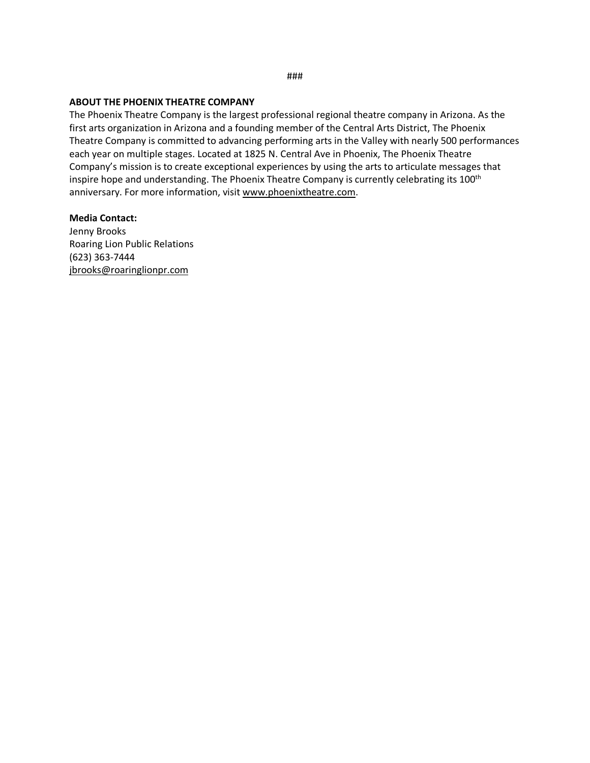###

**ABOUT THE PHOENIX THEATRE COMPANY**

The Phoenix Theatre Company is the largest professional regional theatre company in Arizona. As the first arts organization in Arizona and a founding member of the Central Arts District, The Phoenix Theatre Company is committed to advancing performing arts in the Valley with nearly 500 performances each year on multiple stages. Located at 1825 N. Central Ave in Phoenix, The Phoenix Theatre Company's mission is to create exceptional experiences by using the arts to articulate messages that inspire hope and understanding. The Phoenix Theatre Company is currently celebrating its 100th anniversary. For more information, visit www.phoenixtheatre.com.

**Media Contact:**

Jenny Brooks
Roaring Lion Public Relations
(623) 363-7444
jbrooks@roaringlionpr.com